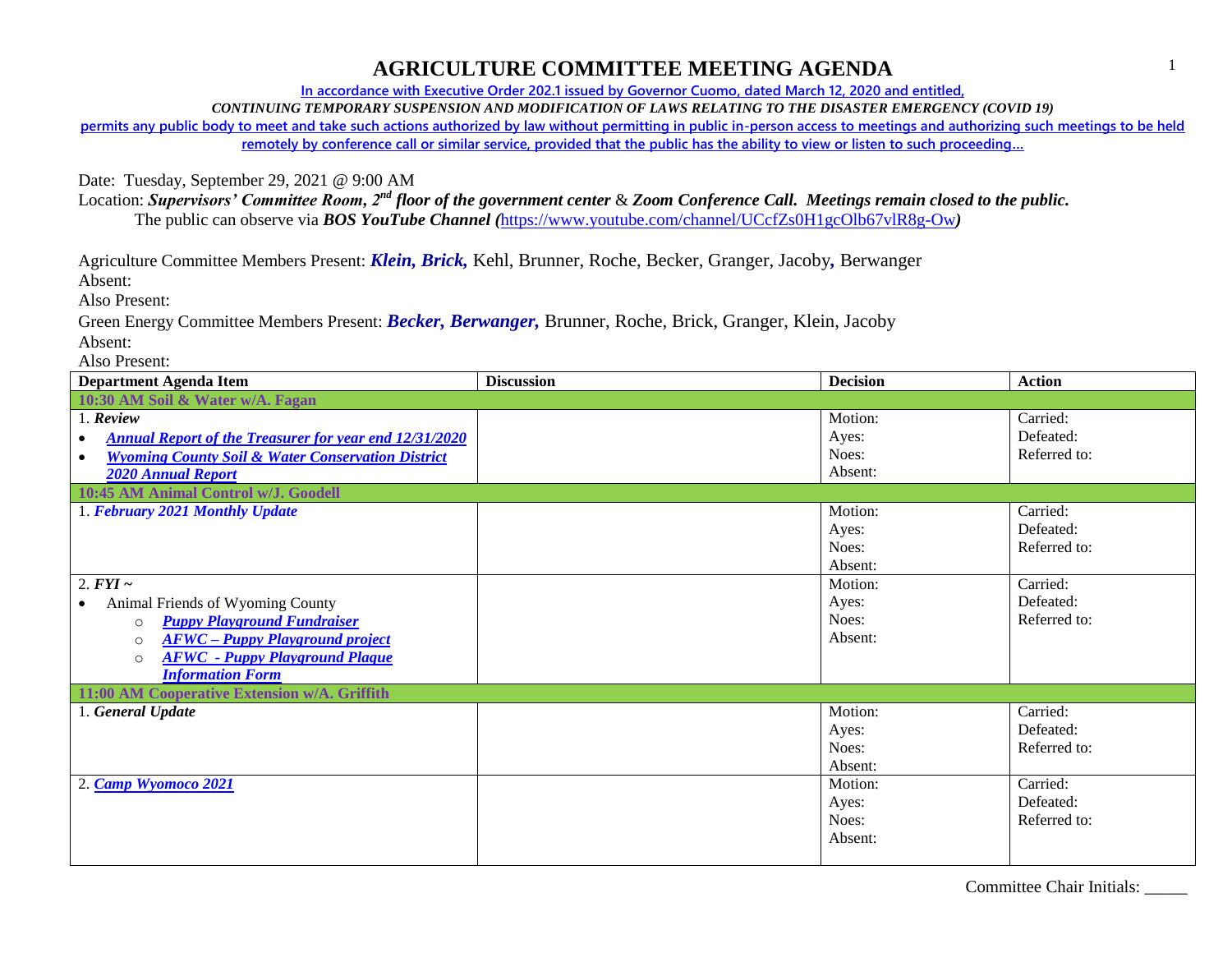# AGRICULTURE COMMITTEE MEETING AGENDA

In accordance with Executive Order 202.1 issued by Governor Cuomo, dated March 12, 2020 and entitled,

*CONTINUING TEMPORARY SUSPENSION AND MODIFICATION OF LAWS RELATING TO THE DISASTER EMERGENCY (COVID 19)*

permits any public body to meet and take such actions authorized by law without permitting in public in-person access to meetings and authorizing such meetings to be held remotely by conference call or similar service, provided that the public has the ability to view or listen to such proceeding…

Date: Tuesday, September 29, 2021 @ 9:00 AM

Location: ***Supervisors' Committee Room, 2nd floor of the government center*** & ***Zoom Conference Call. Meetings remain closed to the public.***
The public can observe via ***BOS YouTube Channel (***https://www.youtube.com/channel/UCcfZs0H1gcOlb67vlR8g-Ow***)***

Agriculture Committee Members Present: ***Klein, Brick,*** Kehl, Brunner, Roche, Becker, Granger, Jacoby***,*** Berwanger
Absent:
Also Present:

Green Energy Committee Members Present: ***Becker, Berwanger,*** Brunner, Roche, Brick, Granger, Klein, Jacoby
Absent:
Also Present:

| Department Agenda Item | Discussion | Decision | Action |
|---|---|---|---|
| **10:30 AM Soil & Water w/A. Fagan** | | | |
| 1. ***Review***<br>• ***Annual Report of the Treasurer for year end 12/31/2020***<br>• ***Wyoming County Soil & Water Conservation District 2020 Annual Report*** | | Motion:<br>Ayes:<br>Noes:<br>Absent: | Carried:<br>Defeated:<br>Referred to: |
| **10:45 AM Animal Control w/J. Goodell** | | | |
| 1. ***February 2021 Monthly Update*** | | Motion:<br>Ayes:<br>Noes:<br>Absent: | Carried:<br>Defeated:<br>Referred to: |
| 2. ***FYI ~***<br>• Animal Friends of Wyoming County<br>○ ***Puppy Playground Fundraiser***<br>○ ***AFWC – Puppy Playground project***<br>○ ***AFWC - Puppy Playground Plaque Information Form*** | | Motion:<br>Ayes:<br>Noes:<br>Absent: | Carried:<br>Defeated:<br>Referred to: |
| **11:00 AM Cooperative Extension w/A. Griffith** | | | |
| 1. ***General Update*** | | Motion:<br>Ayes:<br>Noes:<br>Absent: | Carried:<br>Defeated:<br>Referred to: |
| 2. ***Camp Wyomoco 2021*** | | Motion:<br>Ayes:<br>Noes:<br>Absent: | Carried:<br>Defeated:<br>Referred to: |

Committee Chair Initials: _____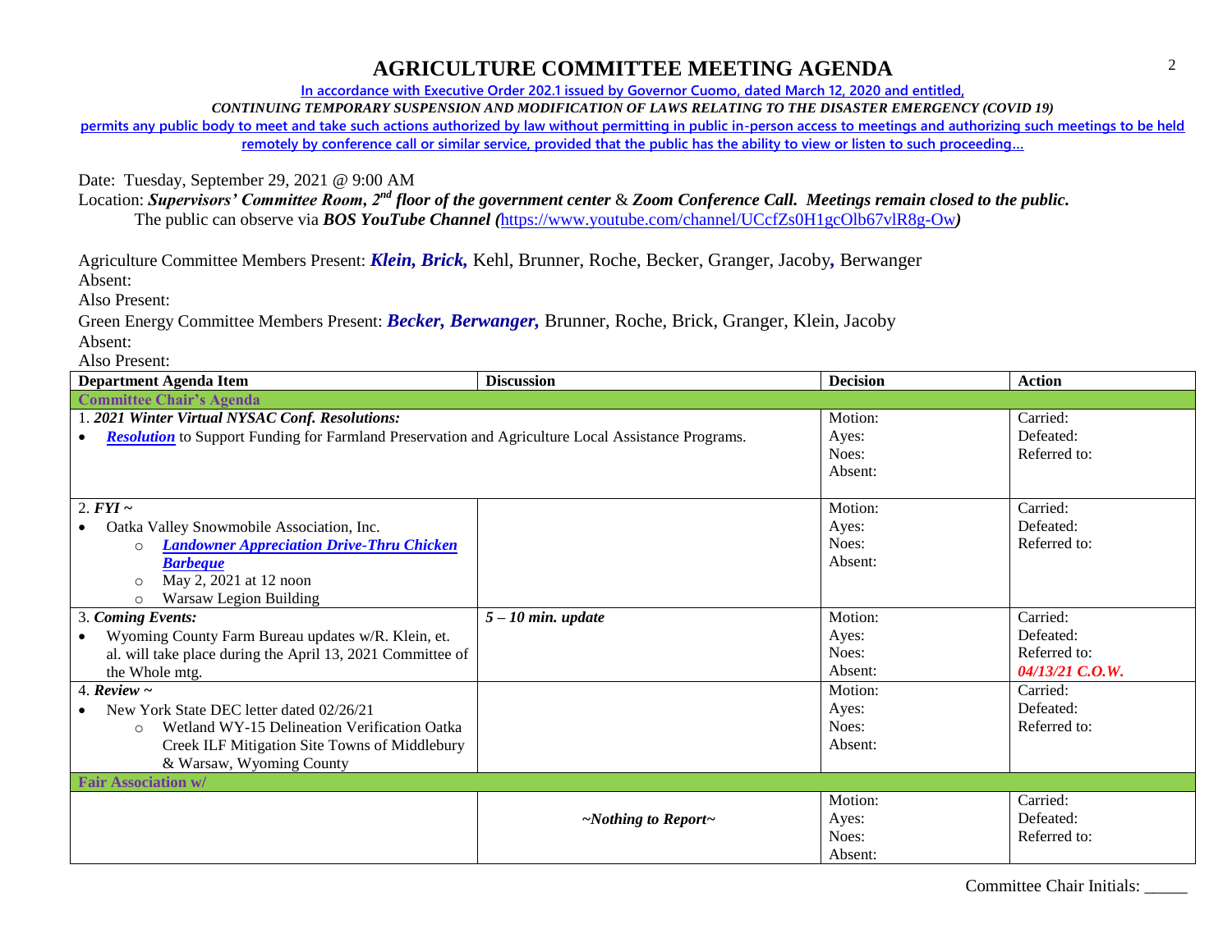# AGRICULTURE COMMITTEE MEETING AGENDA

**In accordance with Executive Order 202.1 issued by Governor Cuomo, dated March 12, 2020 and entitled,**

***CONTINUING TEMPORARY SUSPENSION AND MODIFICATION OF LAWS RELATING TO THE DISASTER EMERGENCY (COVID 19)***

**permits any public body to meet and take such actions authorized by law without permitting in public in-person access to meetings and authorizing such meetings to be held remotely by conference call or similar service, provided that the public has the ability to view or listen to such proceeding…**

Date: Tuesday, September 29, 2021 @ 9:00 AM

Location: ***Supervisors' Committee Room, 2nd floor of the government center*** & ***Zoom Conference Call. Meetings remain closed to the public.***
The public can observe via ***BOS YouTube Channel (***https://www.youtube.com/channel/UCcfZs0H1gcOlb67vlR8g-Ow***)***

Agriculture Committee Members Present: ***Klein, Brick,*** Kehl, Brunner, Roche, Becker, Granger, Jacoby**,** Berwanger
Absent:
Also Present:

Green Energy Committee Members Present: ***Becker, Berwanger,*** Brunner, Roche, Brick, Granger, Klein, Jacoby
Absent:
Also Present:

| Department Agenda Item | Discussion | Decision | Action |
|---|---|---|---|
| **Committee Chair's Agenda** | | | |
| 1. ***2021 Winter Virtual NYSAC Conf. Resolutions:***<br>• ***Resolution*** to Support Funding for Farmland Preservation and Agriculture Local Assistance Programs. | | Motion:<br>Ayes:<br>Noes:<br>Absent: | Carried:<br>Defeated:<br>Referred to: |
| 2. ***FYI ~***<br>• Oatka Valley Snowmobile Association, Inc.<br>  ○ ***Landowner Appreciation Drive-Thru Chicken Barbeque***<br>  ○ May 2, 2021 at 12 noon<br>  ○ Warsaw Legion Building | | Motion:<br>Ayes:<br>Noes:<br>Absent: | Carried:<br>Defeated:<br>Referred to: |
| 3. ***Coming Events:***<br>• Wyoming County Farm Bureau updates w/R. Klein, et. al. will take place during the April 13, 2021 Committee of the Whole mtg. | ***5 – 10 min. update*** | Motion:<br>Ayes:<br>Noes:<br>Absent: | Carried:<br>Defeated:<br>Referred to:<br>***04/13/21 C.O.W.*** |
| 4. ***Review ~***<br>• New York State DEC letter dated 02/26/21<br>  ○ Wetland WY-15 Delineation Verification Oatka Creek ILF Mitigation Site Towns of Middlebury & Warsaw, Wyoming County | | Motion:<br>Ayes:<br>Noes:<br>Absent: | Carried:<br>Defeated:<br>Referred to: |
| **Fair Association w/** | | | |
| | ***~Nothing to Report~*** | Motion:<br>Ayes:<br>Noes:<br>Absent: | Carried:<br>Defeated:<br>Referred to: |

Committee Chair Initials: _____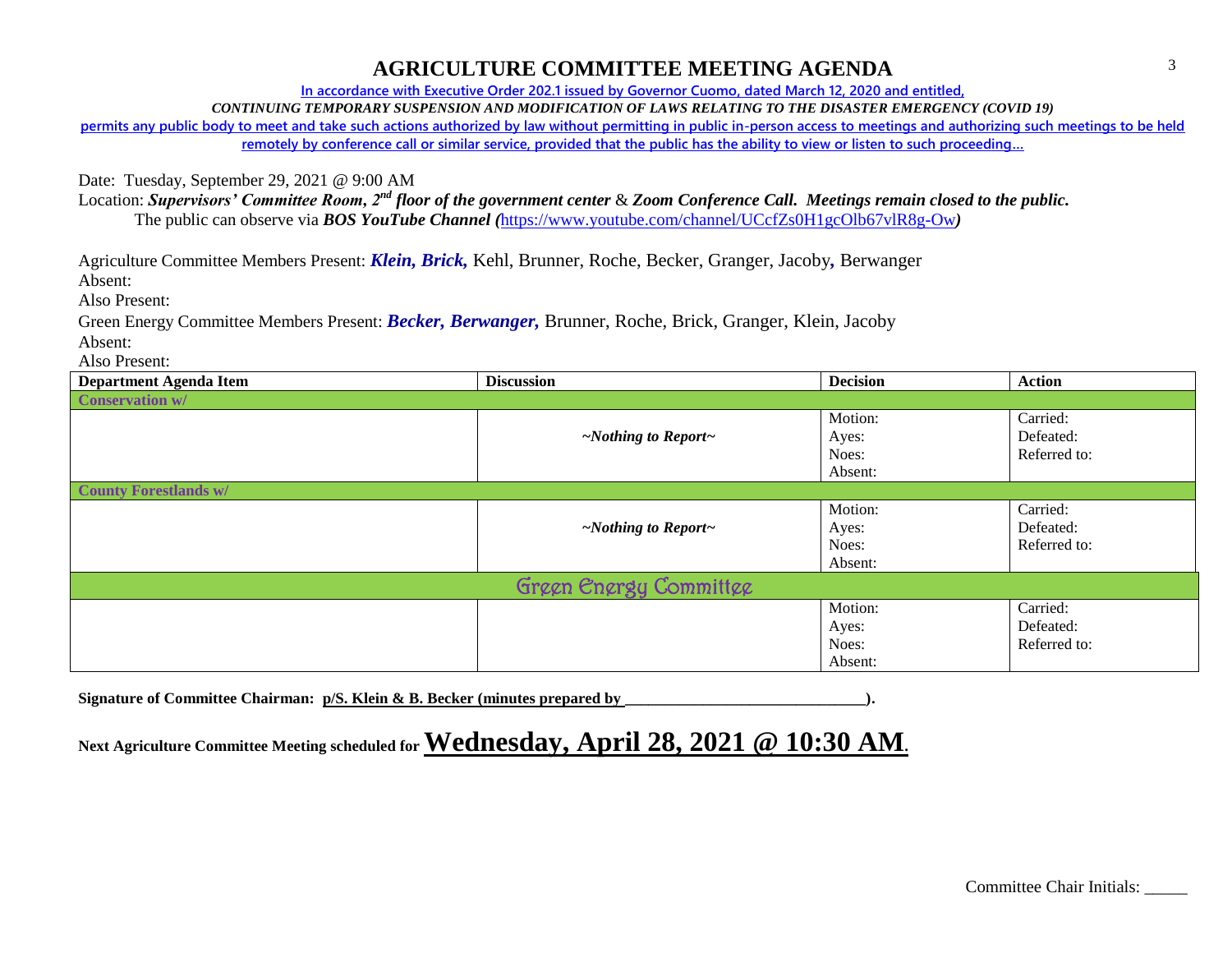# AGRICULTURE COMMITTEE MEETING AGENDA

In accordance with Executive Order 202.1 issued by Governor Cuomo, dated March 12, 2020 and entitled,

*CONTINUING TEMPORARY SUSPENSION AND MODIFICATION OF LAWS RELATING TO THE DISASTER EMERGENCY (COVID 19)*

permits any public body to meet and take such actions authorized by law without permitting in public in-person access to meetings and authorizing such meetings to be held remotely by conference call or similar service, provided that the public has the ability to view or listen to such proceeding…

Date: Tuesday, September 29, 2021 @ 9:00 AM

Location: ***Supervisors' Committee Room, 2nd floor of the government center*** & ***Zoom Conference Call. Meetings remain closed to the public.***

The public can observe via ***BOS YouTube Channel (***https://www.youtube.com/channel/UCcfZs0H1gcOlb67vlR8g-Ow***)***

Agriculture Committee Members Present: ***Klein, Brick,*** Kehl, Brunner, Roche, Becker, Granger, Jacoby**,** Berwanger

Absent:

Also Present:

Green Energy Committee Members Present: ***Becker, Berwanger,*** Brunner, Roche, Brick, Granger, Klein, Jacoby

Absent:

Also Present:

| Department Agenda Item | Discussion | Decision | Action |
|---|---|---|---|
| **Conservation w/** | | | |
| | *~Nothing to Report~* | Motion:<br>Ayes:<br>Noes:<br>Absent: | Carried:<br>Defeated:<br>Referred to: |
| **County Forestlands w/** | | | |
| | *~Nothing to Report~* | Motion:<br>Ayes:<br>Noes:<br>Absent: | Carried:<br>Defeated:<br>Referred to: |
| Green Energy Committee | | | |
| | | Motion:<br>Ayes:<br>Noes:<br>Absent: | Carried:<br>Defeated:<br>Referred to: |

**Signature of Committee Chairman: p/S. Klein & B. Becker (minutes prepared by \_\_\_\_\_\_\_\_\_\_\_\_\_\_\_\_\_\_\_\_\_\_\_\_\_\_\_\_\_\_).**

**Next Agriculture Committee Meeting scheduled for Wednesday, April 28, 2021 @ 10:30 AM.**

Committee Chair Initials: \_\_\_\_\_